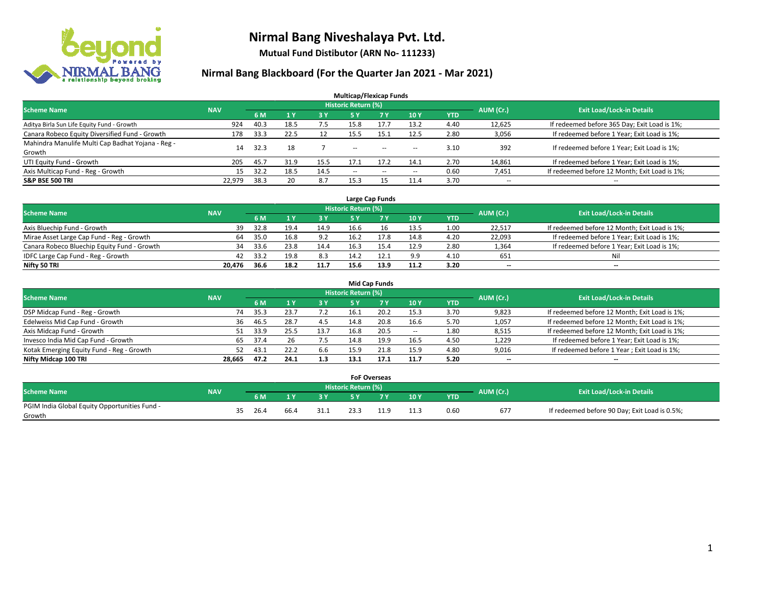# Nirmal Bang Niveshalaya Pvt. Ltd.

**Mutual Fund Distibutor (ARN No- 111233)**

## Nirmal Bang Blackboard (For the Quarter Jan 2021 - Mar 2021)

### Multicap/Flexicap Funds

| Scheme Name | NAV | Historic Return (%) | | | | | | | AUM (Cr.) | Exit Load/Lock-in Details |
|---|---|---|---|---|---|---|---|---|---|---|
| | | 6 M | 1 Y | 3 Y | 5 Y | 7 Y | 10 Y | YTD | | |
| Aditya Birla Sun Life Equity Fund - Growth | 924 | 40.3 | 18.5 | 7.5 | 15.8 | 17.7 | 13.2 | 4.40 | 12,625 | If redeemed before 365 Day; Exit Load is 1%; |
| Canara Robeco Equity Diversified Fund - Growth | 178 | 33.3 | 22.5 | 12 | 15.5 | 15.1 | 12.5 | 2.80 | 3,056 | If redeemed before 1 Year; Exit Load is 1%; |
| Mahindra Manulife Multi Cap Badhat Yojana - Reg - Growth | 14 | 32.3 | 18 | 7 | -- | -- | -- | 3.10 | 392 | If redeemed before 1 Year; Exit Load is 1%; |
| UTI Equity Fund - Growth | 205 | 45.7 | 31.9 | 15.5 | 17.1 | 17.2 | 14.1 | 2.70 | 14,861 | If redeemed before 1 Year; Exit Load is 1%; |
| Axis Multicap Fund - Reg - Growth | 15 | 32.2 | 18.5 | 14.5 | -- | -- | -- | 0.60 | 7,451 | If redeemed before 12 Month; Exit Load is 1%; |
| **S&P BSE 500 TRI** | 22,979 | 38.3 | 20 | 8.7 | 15.3 | 15 | 11.4 | 3.70 | -- | -- |

### Large Cap Funds

| Scheme Name | NAV | Historic Return (%) | | | | | | | AUM (Cr.) | Exit Load/Lock-in Details |
|---|---|---|---|---|---|---|---|---|---|---|
| | | 6 M | 1 Y | 3 Y | 5 Y | 7 Y | 10 Y | YTD | | |
| Axis Bluechip Fund - Growth | 39 | 32.8 | 19.4 | 14.9 | 16.6 | 16 | 13.5 | 1.00 | 22,517 | If redeemed before 12 Month; Exit Load is 1%; |
| Mirae Asset Large Cap Fund - Reg - Growth | 64 | 35.0 | 16.8 | 9.2 | 16.2 | 17.8 | 14.8 | 4.20 | 22,093 | If redeemed before 1 Year; Exit Load is 1%; |
| Canara Robeco Bluechip Equity Fund - Growth | 34 | 33.6 | 23.8 | 14.4 | 16.3 | 15.4 | 12.9 | 2.80 | 1,364 | If redeemed before 1 Year; Exit Load is 1%; |
| IDFC Large Cap Fund - Reg - Growth | 42 | 33.2 | 19.8 | 8.3 | 14.2 | 12.1 | 9.9 | 4.10 | 651 | Nil |
| **Nifty 50 TRI** | **20,476** | **36.6** | **18.2** | **11.7** | **15.6** | **13.9** | **11.2** | **3.20** | **--** | **--** |

### Mid Cap Funds

| Scheme Name | NAV | Historic Return (%) | | | | | | | AUM (Cr.) | Exit Load/Lock-in Details |
|---|---|---|---|---|---|---|---|---|---|---|
| | | 6 M | 1 Y | 3 Y | 5 Y | 7 Y | 10 Y | YTD | | |
| DSP Midcap Fund - Reg - Growth | 74 | 35.3 | 23.7 | 7.2 | 16.1 | 20.2 | 15.3 | 3.70 | 9,823 | If redeemed before 12 Month; Exit Load is 1%; |
| Edelweiss Mid Cap Fund - Growth | 36 | 46.5 | 28.7 | 4.5 | 14.8 | 20.8 | 16.6 | 5.70 | 1,057 | If redeemed before 12 Month; Exit Load is 1%; |
| Axis Midcap Fund - Growth | 51 | 33.9 | 25.5 | 13.7 | 16.8 | 20.5 | -- | 1.80 | 8,515 | If redeemed before 12 Month; Exit Load is 1%; |
| Invesco India Mid Cap Fund - Growth | 65 | 37.4 | 26 | 7.5 | 14.8 | 19.9 | 16.5 | 4.50 | 1,229 | If redeemed before 1 Year; Exit Load is 1%; |
| Kotak Emerging Equity Fund - Reg - Growth | 52 | 43.1 | 22.2 | 6.6 | 15.9 | 21.8 | 15.9 | 4.80 | 9,016 | If redeemed before 1 Year ; Exit Load is 1%; |
| **Nifty Midcap 100 TRI** | **28,665** | **47.2** | **24.1** | **1.3** | **13.1** | **17.1** | **11.7** | **5.20** | **--** | **--** |

### FoF Overseas

| Scheme Name | NAV | Historic Return (%) | | | | | | | AUM (Cr.) | Exit Load/Lock-in Details |
|---|---|---|---|---|---|---|---|---|---|---|
| | | 6 M | 1 Y | 3 Y | 5 Y | 7 Y | 10 Y | YTD | | |
| PGIM India Global Equity Opportunities Fund - Growth | 35 | 26.4 | 66.4 | 31.1 | 23.3 | 11.9 | 11.3 | 0.60 | 677 | If redeemed before 90 Day; Exit Load is 0.5%; |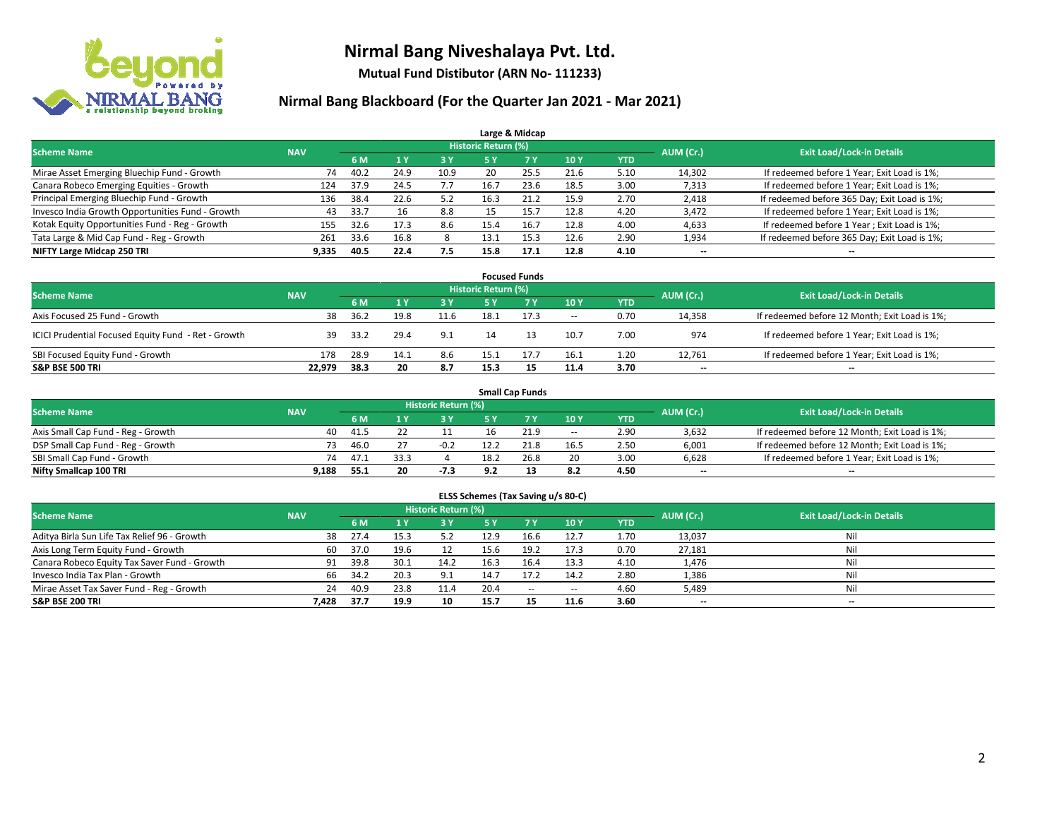# Nirmal Bang Niveshalaya Pvt. Ltd.

**Mutual Fund Distibutor (ARN No- 111233)**

## Nirmal Bang Blackboard (For the Quarter Jan 2021 - Mar 2021)

### Large & Midcap

| Scheme Name | NAV | Historic Return (%) | | | | | | | AUM (Cr.) | Exit Load/Lock-in Details |
|---|---|---|---|---|---|---|---|---|---|---|
| | | 6 M | 1 Y | 3 Y | 5 Y | 7 Y | 10 Y | YTD | | |
| Mirae Asset Emerging Bluechip Fund - Growth | 74 | 40.2 | 24.9 | 10.9 | 20 | 25.5 | 21.6 | 5.10 | 14,302 | If redeemed before 1 Year; Exit Load is 1%; |
| Canara Robeco Emerging Equities - Growth | 124 | 37.9 | 24.5 | 7.7 | 16.7 | 23.6 | 18.5 | 3.00 | 7,313 | If redeemed before 1 Year; Exit Load is 1%; |
| Principal Emerging Bluechip Fund - Growth | 136 | 38.4 | 22.6 | 5.2 | 16.3 | 21.2 | 15.9 | 2.70 | 2,418 | If redeemed before 365 Day; Exit Load is 1%; |
| Invesco India Growth Opportunities Fund - Growth | 43 | 33.7 | 16 | 8.8 | 15 | 15.7 | 12.8 | 4.20 | 3,472 | If redeemed before 1 Year; Exit Load is 1%; |
| Kotak Equity Opportunities Fund - Reg - Growth | 155 | 32.6 | 17.3 | 8.6 | 15.4 | 16.7 | 12.8 | 4.00 | 4,633 | If redeemed before 1 Year ; Exit Load is 1%; |
| Tata Large & Mid Cap Fund - Reg - Growth | 261 | 33.6 | 16.8 | 8 | 13.1 | 15.3 | 12.6 | 2.90 | 1,934 | If redeemed before 365 Day; Exit Load is 1%; |
| **NIFTY Large Midcap 250 TRI** | **9,335** | **40.5** | **22.4** | **7.5** | **15.8** | **17.1** | **12.8** | **4.10** | **--** | **--** |

### Focused Funds

| Scheme Name | NAV | Historic Return (%) | | | | | | | AUM (Cr.) | Exit Load/Lock-in Details |
|---|---|---|---|---|---|---|---|---|---|---|
| | | 6 M | 1 Y | 3 Y | 5 Y | 7 Y | 10 Y | YTD | | |
| Axis Focused 25 Fund - Growth | 38 | 36.2 | 19.8 | 11.6 | 18.1 | 17.3 | -- | 0.70 | 14,358 | If redeemed before 12 Month; Exit Load is 1%; |
| ICICI Prudential Focused Equity Fund - Ret - Growth | 39 | 33.2 | 29.4 | 9.1 | 14 | 13 | 10.7 | 7.00 | 974 | If redeemed before 1 Year; Exit Load is 1%; |
| SBI Focused Equity Fund - Growth | 178 | 28.9 | 14.1 | 8.6 | 15.1 | 17.7 | 16.1 | 1.20 | 12,761 | If redeemed before 1 Year; Exit Load is 1%; |
| **S&P BSE 500 TRI** | **22,979** | **38.3** | **20** | **8.7** | **15.3** | **15** | **11.4** | **3.70** | **--** | **--** |

### Small Cap Funds

| Scheme Name | NAV | Historic Return (%) | | | | | | | AUM (Cr.) | Exit Load/Lock-in Details |
|---|---|---|---|---|---|---|---|---|---|---|
| | | 6 M | 1 Y | 3 Y | 5 Y | 7 Y | 10 Y | YTD | | |
| Axis Small Cap Fund - Reg - Growth | 40 | 41.5 | 22 | 11 | 16 | 21.9 | -- | 2.90 | 3,632 | If redeemed before 12 Month; Exit Load is 1%; |
| DSP Small Cap Fund - Reg - Growth | 73 | 46.0 | 27 | -0.2 | 12.2 | 21.8 | 16.5 | 2.50 | 6,001 | If redeemed before 12 Month; Exit Load is 1%; |
| SBI Small Cap Fund - Growth | 74 | 47.1 | 33.3 | 4 | 18.2 | 26.8 | 20 | 3.00 | 6,628 | If redeemed before 1 Year; Exit Load is 1%; |
| **Nifty Smallcap 100 TRI** | **9,188** | **55.1** | **20** | **-7.3** | **9.2** | **13** | **8.2** | **4.50** | **--** | **--** |

### ELSS Schemes (Tax Saving u/s 80-C)

| Scheme Name | NAV | Historic Return (%) | | | | | | | AUM (Cr.) | Exit Load/Lock-in Details |
|---|---|---|---|---|---|---|---|---|---|---|
| | | 6 M | 1 Y | 3 Y | 5 Y | 7 Y | 10 Y | YTD | | |
| Aditya Birla Sun Life Tax Relief 96 - Growth | 38 | 27.4 | 15.3 | 5.2 | 12.9 | 16.6 | 12.7 | 1.70 | 13,037 | Nil |
| Axis Long Term Equity Fund - Growth | 60 | 37.0 | 19.6 | 12 | 15.6 | 19.2 | 17.3 | 0.70 | 27,181 | Nil |
| Canara Robeco Equity Tax Saver Fund - Growth | 91 | 39.8 | 30.1 | 14.2 | 16.3 | 16.4 | 13.3 | 4.10 | 1,476 | Nil |
| Invesco India Tax Plan - Growth | 66 | 34.2 | 20.3 | 9.1 | 14.7 | 17.2 | 14.2 | 2.80 | 1,386 | Nil |
| Mirae Asset Tax Saver Fund - Reg - Growth | 24 | 40.9 | 23.8 | 11.4 | 20.4 | -- | -- | 4.60 | 5,489 | Nil |
| **S&P BSE 200 TRI** | **7,428** | **37.7** | **19.9** | **10** | **15.7** | **15** | **11.6** | **3.60** | **--** | **--** |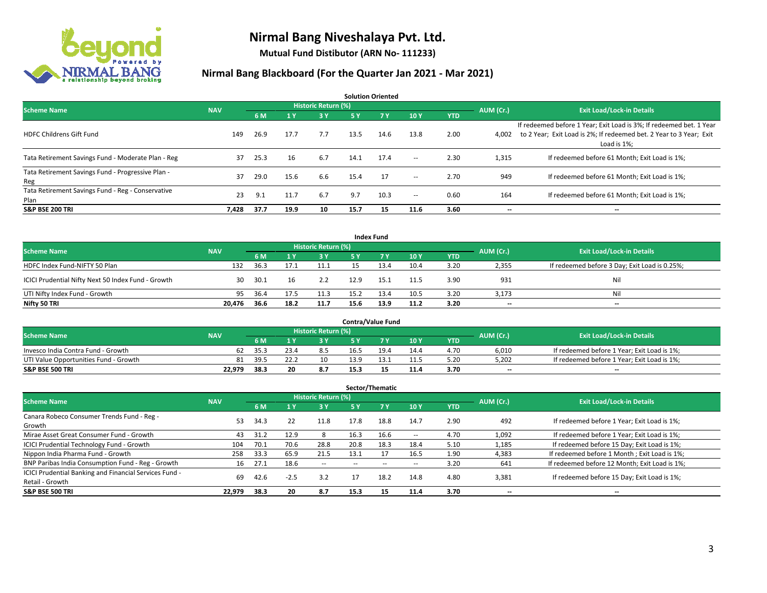# Nirmal Bang Niveshalaya Pvt. Ltd.

**Mutual Fund Distibutor (ARN No- 111233)**

## Nirmal Bang Blackboard (For the Quarter Jan 2021 - Mar 2021)

### Solution Oriented

| Scheme Name | NAV | Historic Return (%) | | | | | | | AUM (Cr.) | Exit Load/Lock-in Details |
|---|---|---|---|---|---|---|---|---|---|---|
| | | 6 M | 1 Y | 3 Y | 5 Y | 7 Y | 10 Y | YTD | | |
| HDFC Childrens Gift Fund | 149 | 26.9 | 17.7 | 7.7 | 13.5 | 14.6 | 13.8 | 2.00 | 4,002 | If redeemed before 1 Year; Exit Load is 3%; If redeemed bet. 1 Year to 2 Year; Exit Load is 2%; If redeemed bet. 2 Year to 3 Year; Exit Load is 1%; |
| Tata Retirement Savings Fund - Moderate Plan - Reg | 37 | 25.3 | 16 | 6.7 | 14.1 | 17.4 | -- | 2.30 | 1,315 | If redeemed before 61 Month; Exit Load is 1%; |
| Tata Retirement Savings Fund - Progressive Plan - Reg | 37 | 29.0 | 15.6 | 6.6 | 15.4 | 17 | -- | 2.70 | 949 | If redeemed before 61 Month; Exit Load is 1%; |
| Tata Retirement Savings Fund - Reg - Conservative Plan | 23 | 9.1 | 11.7 | 6.7 | 9.7 | 10.3 | -- | 0.60 | 164 | If redeemed before 61 Month; Exit Load is 1%; |
| **S&P BSE 200 TRI** | **7,428** | **37.7** | **19.9** | **10** | **15.7** | **15** | **11.6** | **3.60** | **--** | **--** |

### Index Fund

| Scheme Name | NAV | Historic Return (%) | | | | | | | AUM (Cr.) | Exit Load/Lock-in Details |
|---|---|---|---|---|---|---|---|---|---|---|
| | | 6 M | 1 Y | 3 Y | 5 Y | 7 Y | 10 Y | YTD | | |
| HDFC Index Fund-NIFTY 50 Plan | 132 | 36.3 | 17.1 | 11.1 | 15 | 13.4 | 10.4 | 3.20 | 2,355 | If redeemed before 3 Day; Exit Load is 0.25%; |
| ICICI Prudential Nifty Next 50 Index Fund - Growth | 30 | 30.1 | 16 | 2.2 | 12.9 | 15.1 | 11.5 | 3.90 | 931 | Nil |
| UTI Nifty Index Fund - Growth | 95 | 36.4 | 17.5 | 11.3 | 15.2 | 13.4 | 10.5 | 3.20 | 3,173 | Nil |
| **Nifty 50 TRI** | **20,476** | **36.6** | **18.2** | **11.7** | **15.6** | **13.9** | **11.2** | **3.20** | **--** | **--** |

### Contra/Value Fund

| Scheme Name | NAV | Historic Return (%) | | | | | | | AUM (Cr.) | Exit Load/Lock-in Details |
|---|---|---|---|---|---|---|---|---|---|---|
| | | 6 M | 1 Y | 3 Y | 5 Y | 7 Y | 10 Y | YTD | | |
| Invesco India Contra Fund - Growth | 62 | 35.3 | 23.4 | 8.5 | 16.5 | 19.4 | 14.4 | 4.70 | 6,010 | If redeemed before 1 Year; Exit Load is 1%; |
| UTI Value Opportunities Fund - Growth | 81 | 39.5 | 22.2 | 10 | 13.9 | 13.1 | 11.5 | 5.20 | 5,202 | If redeemed before 1 Year; Exit Load is 1%; |
| **S&P BSE 500 TRI** | **22,979** | **38.3** | **20** | **8.7** | **15.3** | **15** | **11.4** | **3.70** | **--** | **--** |

### Sector/Thematic

| Scheme Name | NAV | Historic Return (%) | | | | | | | AUM (Cr.) | Exit Load/Lock-in Details |
|---|---|---|---|---|---|---|---|---|---|---|
| | | 6 M | 1 Y | 3 Y | 5 Y | 7 Y | 10 Y | YTD | | |
| Canara Robeco Consumer Trends Fund - Reg - Growth | 53 | 34.3 | 22 | 11.8 | 17.8 | 18.8 | 14.7 | 2.90 | 492 | If redeemed before 1 Year; Exit Load is 1%; |
| Mirae Asset Great Consumer Fund - Growth | 43 | 31.2 | 12.9 | 8 | 16.3 | 16.6 | -- | 4.70 | 1,092 | If redeemed before 1 Year; Exit Load is 1%; |
| ICICI Prudential Technology Fund - Growth | 104 | 70.1 | 70.6 | 28.8 | 20.8 | 18.3 | 18.4 | 5.10 | 1,185 | If redeemed before 15 Day; Exit Load is 1%; |
| Nippon India Pharma Fund - Growth | 258 | 33.3 | 65.9 | 21.5 | 13.1 | 17 | 16.5 | 1.90 | 4,383 | If redeemed before 1 Month ; Exit Load is 1%; |
| BNP Paribas India Consumption Fund - Reg - Growth | 16 | 27.1 | 18.6 | -- | -- | -- | -- | 3.20 | 641 | If redeemed before 12 Month; Exit Load is 1%; |
| ICICI Prudential Banking and Financial Services Fund - Retail - Growth | 69 | 42.6 | -2.5 | 3.2 | 17 | 18.2 | 14.8 | 4.80 | 3,381 | If redeemed before 15 Day; Exit Load is 1%; |
| **S&P BSE 500 TRI** | **22,979** | **38.3** | **20** | **8.7** | **15.3** | **15** | **11.4** | **3.70** | **--** | **--** |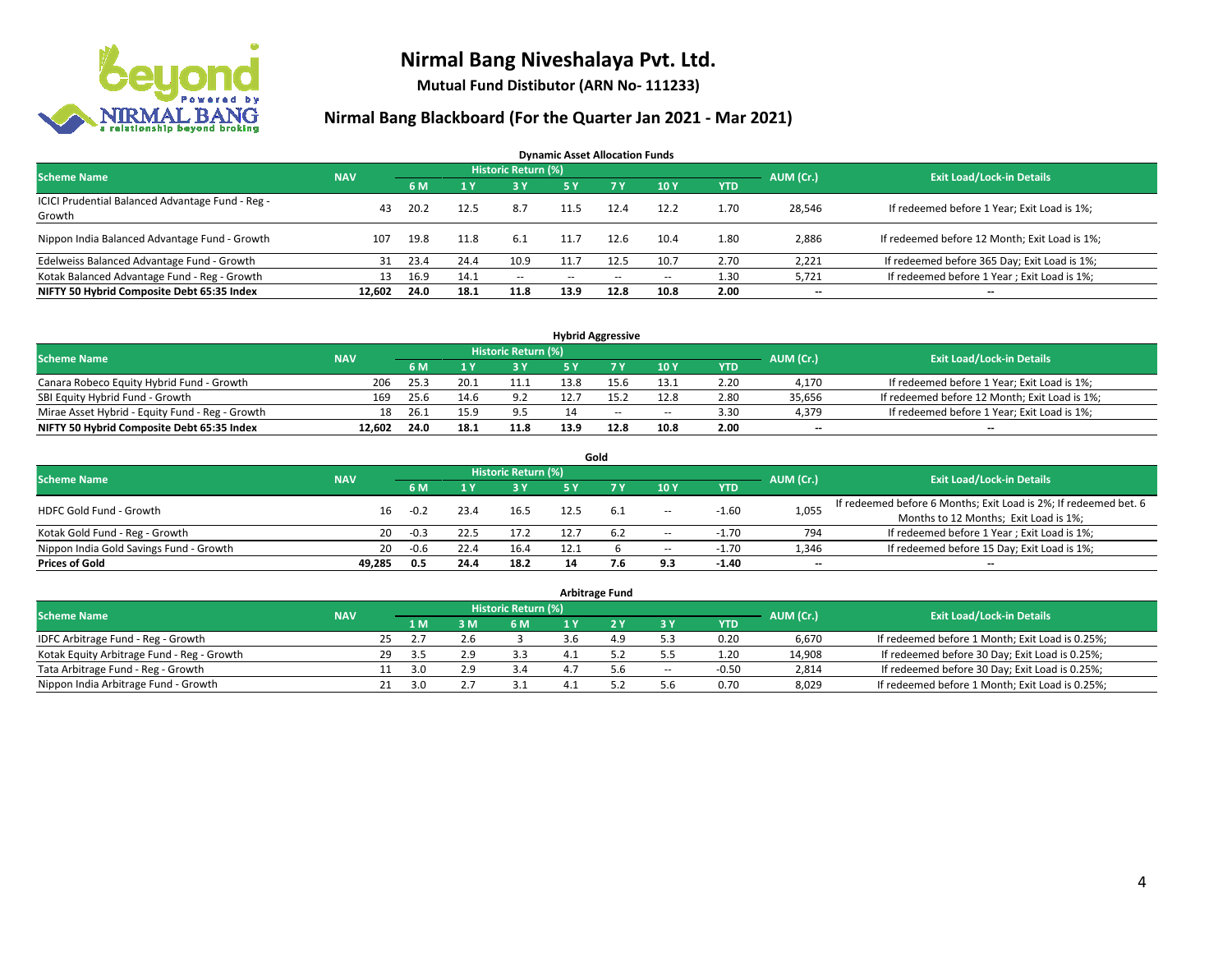# Nirmal Bang Niveshalaya Pvt. Ltd.

**Mutual Fund Distibutor (ARN No- 111233)**

## Nirmal Bang Blackboard (For the Quarter Jan 2021 - Mar 2021)

### Dynamic Asset Allocation Funds

| Scheme Name | NAV | Historic Return (%) | | | | | | | AUM (Cr.) | Exit Load/Lock-in Details |
|---|---|---|---|---|---|---|---|---|---|---|
| | | 6 M | 1 Y | 3 Y | 5 Y | 7 Y | 10 Y | YTD | | |
| ICICI Prudential Balanced Advantage Fund - Reg - Growth | 43 | 20.2 | 12.5 | 8.7 | 11.5 | 12.4 | 12.2 | 1.70 | 28,546 | If redeemed before 1 Year; Exit Load is 1%; |
| Nippon India Balanced Advantage Fund - Growth | 107 | 19.8 | 11.8 | 6.1 | 11.7 | 12.6 | 10.4 | 1.80 | 2,886 | If redeemed before 12 Month; Exit Load is 1%; |
| Edelweiss Balanced Advantage Fund - Growth | 31 | 23.4 | 24.4 | 10.9 | 11.7 | 12.5 | 10.7 | 2.70 | 2,221 | If redeemed before 365 Day; Exit Load is 1%; |
| Kotak Balanced Advantage Fund - Reg - Growth | 13 | 16.9 | 14.1 | -- | -- | -- | -- | 1.30 | 5,721 | If redeemed before 1 Year ; Exit Load is 1%; |
| **NIFTY 50 Hybrid Composite Debt 65:35 Index** | **12,602** | **24.0** | **18.1** | **11.8** | **13.9** | **12.8** | **10.8** | **2.00** | **--** | **--** |

### Hybrid Aggressive

| Scheme Name | NAV | Historic Return (%) | | | | | | | AUM (Cr.) | Exit Load/Lock-in Details |
|---|---|---|---|---|---|---|---|---|---|---|
| | | 6 M | 1 Y | 3 Y | 5 Y | 7 Y | 10 Y | YTD | | |
| Canara Robeco Equity Hybrid Fund - Growth | 206 | 25.3 | 20.1 | 11.1 | 13.8 | 15.6 | 13.1 | 2.20 | 4,170 | If redeemed before 1 Year; Exit Load is 1%; |
| SBI Equity Hybrid Fund - Growth | 169 | 25.6 | 14.6 | 9.2 | 12.7 | 15.2 | 12.8 | 2.80 | 35,656 | If redeemed before 12 Month; Exit Load is 1%; |
| Mirae Asset Hybrid - Equity Fund - Reg - Growth | 18 | 26.1 | 15.9 | 9.5 | 14 | -- | -- | 3.30 | 4,379 | If redeemed before 1 Year; Exit Load is 1%; |
| **NIFTY 50 Hybrid Composite Debt 65:35 Index** | **12,602** | **24.0** | **18.1** | **11.8** | **13.9** | **12.8** | **10.8** | **2.00** | **--** | **--** |

### Gold

| Scheme Name | NAV | Historic Return (%) | | | | | | | AUM (Cr.) | Exit Load/Lock-in Details |
|---|---|---|---|---|---|---|---|---|---|---|
| | | 6 M | 1 Y | 3 Y | 5 Y | 7 Y | 10 Y | YTD | | |
| HDFC Gold Fund - Growth | 16 | -0.2 | 23.4 | 16.5 | 12.5 | 6.1 | -- | -1.60 | 1,055 | If redeemed before 6 Months; Exit Load is 2%; If redeemed bet. 6 Months to 12 Months; Exit Load is 1%; |
| Kotak Gold Fund - Reg - Growth | 20 | -0.3 | 22.5 | 17.2 | 12.7 | 6.2 | -- | -1.70 | 794 | If redeemed before 1 Year ; Exit Load is 1%; |
| Nippon India Gold Savings Fund - Growth | 20 | -0.6 | 22.4 | 16.4 | 12.1 | 6 | -- | -1.70 | 1,346 | If redeemed before 15 Day; Exit Load is 1%; |
| **Prices of Gold** | **49,285** | **0.5** | **24.4** | **18.2** | **14** | **7.6** | **9.3** | **-1.40** | **--** | **--** |

### Arbitrage Fund

| Scheme Name | NAV | Historic Return (%) | | | | | | | AUM (Cr.) | Exit Load/Lock-in Details |
|---|---|---|---|---|---|---|---|---|---|---|
| | | 1 M | 3 M | 6 M | 1 Y | 2 Y | 3 Y | YTD | | |
| IDFC Arbitrage Fund - Reg - Growth | 25 | 2.7 | 2.6 | 3 | 3.6 | 4.9 | 5.3 | 0.20 | 6,670 | If redeemed before 1 Month; Exit Load is 0.25%; |
| Kotak Equity Arbitrage Fund - Reg - Growth | 29 | 3.5 | 2.9 | 3.3 | 4.1 | 5.2 | 5.5 | 1.20 | 14,908 | If redeemed before 30 Day; Exit Load is 0.25%; |
| Tata Arbitrage Fund - Reg - Growth | 11 | 3.0 | 2.9 | 3.4 | 4.7 | 5.6 | -- | -0.50 | 2,814 | If redeemed before 30 Day; Exit Load is 0.25%; |
| Nippon India Arbitrage Fund - Growth | 21 | 3.0 | 2.7 | 3.1 | 4.1 | 5.2 | 5.6 | 0.70 | 8,029 | If redeemed before 1 Month; Exit Load is 0.25%; |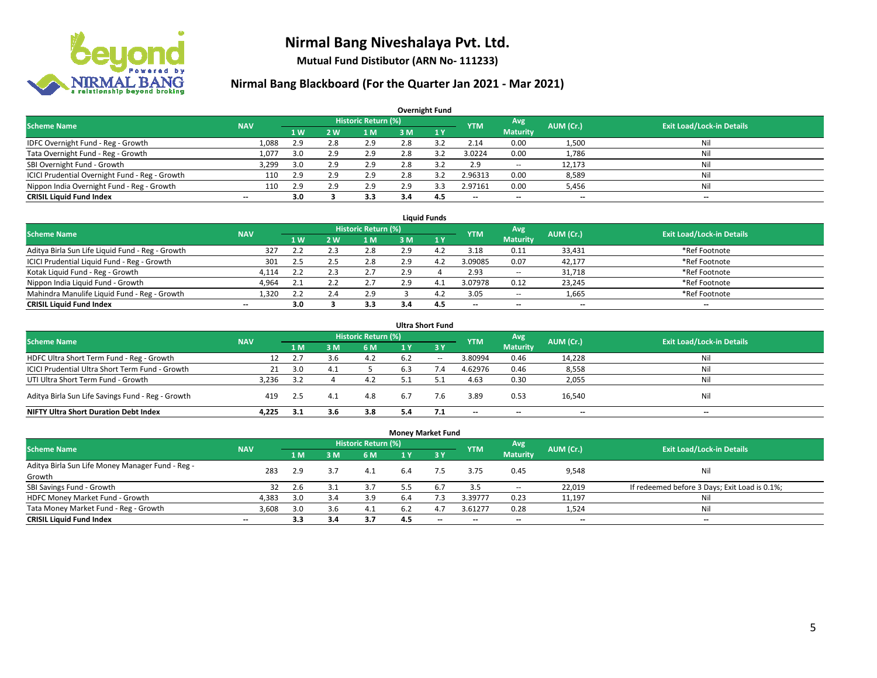# Nirmal Bang Niveshalaya Pvt. Ltd.

**Mutual Fund Distibutor (ARN No- 111233)**

## Nirmal Bang Blackboard (For the Quarter Jan 2021 - Mar 2021)

### Overnight Fund

| Scheme Name | NAV | Historic Return (%) | | | | | YTM | Avg Maturity | AUM (Cr.) | Exit Load/Lock-in Details |
|---|---|---|---|---|---|---|---|---|---|---|
| | | 1 W | 2 W | 1 M | 3 M | 1 Y | | | | |
| IDFC Overnight Fund - Reg - Growth | 1,088 | 2.9 | 2.8 | 2.9 | 2.8 | 3.2 | 2.14 | 0.00 | 1,500 | Nil |
| Tata Overnight Fund - Reg - Growth | 1,077 | 3.0 | 2.9 | 2.9 | 2.8 | 3.2 | 3.0224 | 0.00 | 1,786 | Nil |
| SBI Overnight Fund - Growth | 3,299 | 3.0 | 2.9 | 2.9 | 2.8 | 3.2 | 2.9 | -- | 12,173 | Nil |
| ICICI Prudential Overnight Fund - Reg - Growth | 110 | 2.9 | 2.9 | 2.9 | 2.8 | 3.2 | 2.96313 | 0.00 | 8,589 | Nil |
| Nippon India Overnight Fund - Reg - Growth | 110 | 2.9 | 2.9 | 2.9 | 2.9 | 3.3 | 2.97161 | 0.00 | 5,456 | Nil |
| **CRISIL Liquid Fund Index** | **--** | **3.0** | **3** | **3.3** | **3.4** | **4.5** | **--** | **--** | **--** | **--** |

### Liquid Funds

| Scheme Name | NAV | Historic Return (%) | | | | | YTM | Avg Maturity | AUM (Cr.) | Exit Load/Lock-in Details |
|---|---|---|---|---|---|---|---|---|---|---|
| | | 1 W | 2 W | 1 M | 3 M | 1 Y | | | | |
| Aditya Birla Sun Life Liquid Fund - Reg - Growth | 327 | 2.2 | 2.3 | 2.8 | 2.9 | 4.2 | 3.18 | 0.11 | 33,431 | *Ref Footnote |
| ICICI Prudential Liquid Fund - Reg - Growth | 301 | 2.5 | 2.5 | 2.8 | 2.9 | 4.2 | 3.09085 | 0.07 | 42,177 | *Ref Footnote |
| Kotak Liquid Fund - Reg - Growth | 4,114 | 2.2 | 2.3 | 2.7 | 2.9 | 4 | 2.93 | -- | 31,718 | *Ref Footnote |
| Nippon India Liquid Fund - Growth | 4,964 | 2.1 | 2.2 | 2.7 | 2.9 | 4.1 | 3.07978 | 0.12 | 23,245 | *Ref Footnote |
| Mahindra Manulife Liquid Fund - Reg - Growth | 1,320 | 2.2 | 2.4 | 2.9 | 3 | 4.2 | 3.05 | -- | 1,665 | *Ref Footnote |
| **CRISIL Liquid Fund Index** | **--** | **3.0** | **3** | **3.3** | **3.4** | **4.5** | **--** | **--** | **--** | **--** |

### Ultra Short Fund

| Scheme Name | NAV | Historic Return (%) | | | | | YTM | Avg Maturity | AUM (Cr.) | Exit Load/Lock-in Details |
|---|---|---|---|---|---|---|---|---|---|---|
| | | 1 M | 3 M | 6 M | 1 Y | 3 Y | | | | |
| HDFC Ultra Short Term Fund - Reg - Growth | 12 | 2.7 | 3.6 | 4.2 | 6.2 | -- | 3.80994 | 0.46 | 14,228 | Nil |
| ICICI Prudential Ultra Short Term Fund - Growth | 21 | 3.0 | 4.1 | 5 | 6.3 | 7.4 | 4.62976 | 0.46 | 8,558 | Nil |
| UTI Ultra Short Term Fund - Growth | 3,236 | 3.2 | 4 | 4.2 | 5.1 | 5.1 | 4.63 | 0.30 | 2,055 | Nil |
| Aditya Birla Sun Life Savings Fund - Reg - Growth | 419 | 2.5 | 4.1 | 4.8 | 6.7 | 7.6 | 3.89 | 0.53 | 16,540 | Nil |
| **NIFTY Ultra Short Duration Debt Index** | **4,225** | **3.1** | **3.6** | **3.8** | **5.4** | **7.1** | **--** | **--** | **--** | **--** |

### Money Market Fund

| Scheme Name | NAV | Historic Return (%) | | | | | YTM | Avg Maturity | AUM (Cr.) | Exit Load/Lock-in Details |
|---|---|---|---|---|---|---|---|---|---|---|
| | | 1 M | 3 M | 6 M | 1 Y | 3 Y | | | | |
| Aditya Birla Sun Life Money Manager Fund - Reg - Growth | 283 | 2.9 | 3.7 | 4.1 | 6.4 | 7.5 | 3.75 | 0.45 | 9,548 | Nil |
| SBI Savings Fund - Growth | 32 | 2.6 | 3.1 | 3.7 | 5.5 | 6.7 | 3.5 | -- | 22,019 | If redeemed before 3 Days; Exit Load is 0.1%; |
| HDFC Money Market Fund - Growth | 4,383 | 3.0 | 3.4 | 3.9 | 6.4 | 7.3 | 3.39777 | 0.23 | 11,197 | Nil |
| Tata Money Market Fund - Reg - Growth | 3,608 | 3.0 | 3.6 | 4.1 | 6.2 | 4.7 | 3.61277 | 0.28 | 1,524 | Nil |
| **CRISIL Liquid Fund Index** | **--** | **3.3** | **3.4** | **3.7** | **4.5** | **--** | **--** | **--** | **--** | **--** |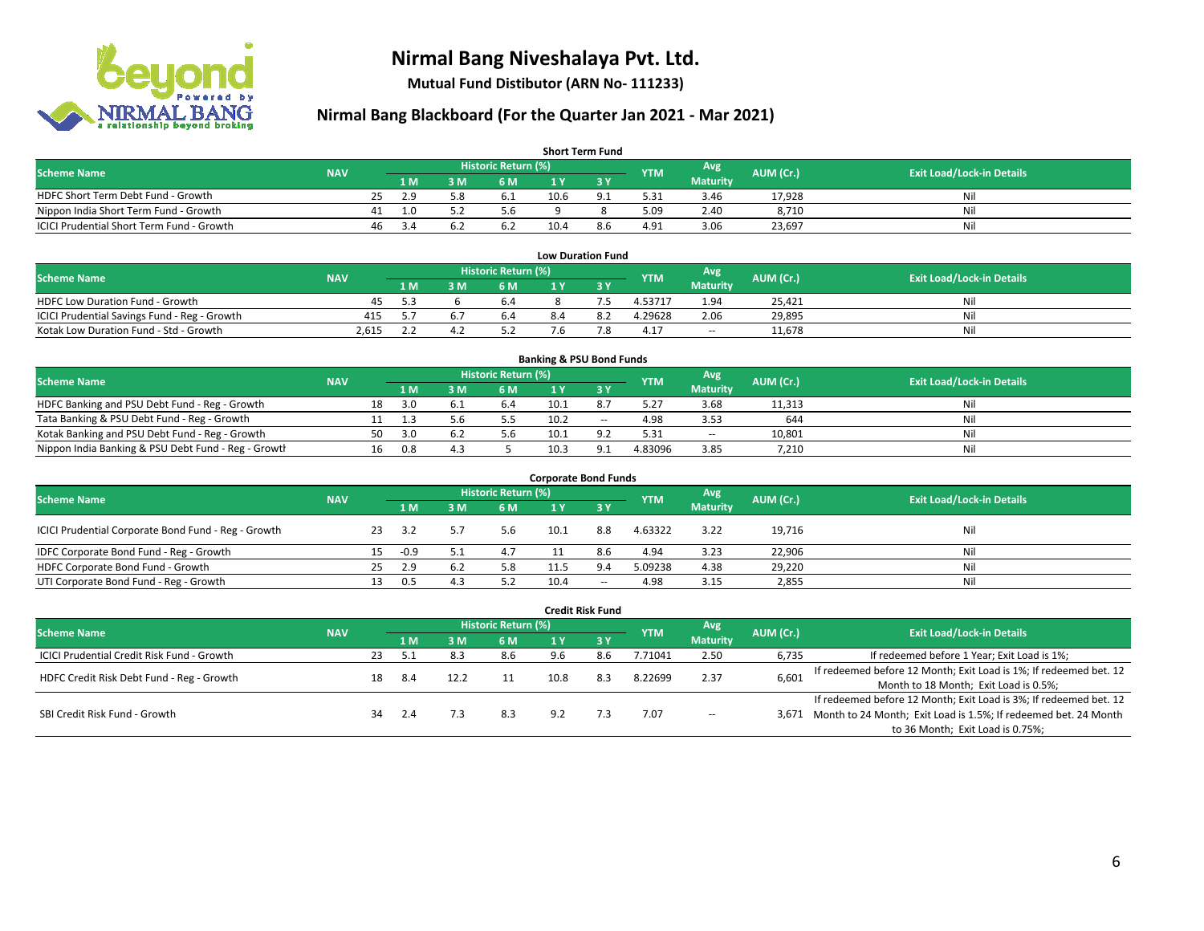# Nirmal Bang Niveshalaya Pvt. Ltd.

**Mutual Fund Distibutor (ARN No- 111233)**

## Nirmal Bang Blackboard (For the Quarter Jan 2021 - Mar 2021)

### Short Term Fund

| Scheme Name | NAV | Historic Return (%) | | | | | YTM | Avg Maturity | AUM (Cr.) | Exit Load/Lock-in Details |
|---|---|---|---|---|---|---|---|---|---|---|
| | | 1 M | 3 M | 6 M | 1 Y | 3 Y | | | | |
| HDFC Short Term Debt Fund - Growth | 25 | 2.9 | 5.8 | 6.1 | 10.6 | 9.1 | 5.31 | 3.46 | 17,928 | Nil |
| Nippon India Short Term Fund - Growth | 41 | 1.0 | 5.2 | 5.6 | 9 | 8 | 5.09 | 2.40 | 8,710 | Nil |
| ICICI Prudential Short Term Fund - Growth | 46 | 3.4 | 6.2 | 6.2 | 10.4 | 8.6 | 4.91 | 3.06 | 23,697 | Nil |

### Low Duration Fund

| Scheme Name | NAV | Historic Return (%) | | | | | YTM | Avg Maturity | AUM (Cr.) | Exit Load/Lock-in Details |
|---|---|---|---|---|---|---|---|---|---|---|
| | | 1 M | 3 M | 6 M | 1 Y | 3 Y | | | | |
| HDFC Low Duration Fund - Growth | 45 | 5.3 | 6 | 6.4 | 8 | 7.5 | 4.53717 | 1.94 | 25,421 | Nil |
| ICICI Prudential Savings Fund - Reg - Growth | 415 | 5.7 | 6.7 | 6.4 | 8.4 | 8.2 | 4.29628 | 2.06 | 29,895 | Nil |
| Kotak Low Duration Fund - Std - Growth | 2,615 | 2.2 | 4.2 | 5.2 | 7.6 | 7.8 | 4.17 | -- | 11,678 | Nil |

### Banking & PSU Bond Funds

| Scheme Name | NAV | Historic Return (%) | | | | | YTM | Avg Maturity | AUM (Cr.) | Exit Load/Lock-in Details |
|---|---|---|---|---|---|---|---|---|---|---|
| | | 1 M | 3 M | 6 M | 1 Y | 3 Y | | | | |
| HDFC Banking and PSU Debt Fund - Reg - Growth | 18 | 3.0 | 6.1 | 6.4 | 10.1 | 8.7 | 5.27 | 3.68 | 11,313 | Nil |
| Tata Banking & PSU Debt Fund - Reg - Growth | 11 | 1.3 | 5.6 | 5.5 | 10.2 | -- | 4.98 | 3.53 | 644 | Nil |
| Kotak Banking and PSU Debt Fund - Reg - Growth | 50 | 3.0 | 6.2 | 5.6 | 10.1 | 9.2 | 5.31 | -- | 10,801 | Nil |
| Nippon India Banking & PSU Debt Fund - Reg - Growth | 16 | 0.8 | 4.3 | 5 | 10.3 | 9.1 | 4.83096 | 3.85 | 7,210 | Nil |

### Corporate Bond Funds

| Scheme Name | NAV | Historic Return (%) | | | | | YTM | Avg Maturity | AUM (Cr.) | Exit Load/Lock-in Details |
|---|---|---|---|---|---|---|---|---|---|---|
| | | 1 M | 3 M | 6 M | 1 Y | 3 Y | | | | |
| ICICI Prudential Corporate Bond Fund - Reg - Growth | 23 | 3.2 | 5.7 | 5.6 | 10.1 | 8.8 | 4.63322 | 3.22 | 19,716 | Nil |
| IDFC Corporate Bond Fund - Reg - Growth | 15 | -0.9 | 5.1 | 4.7 | 11 | 8.6 | 4.94 | 3.23 | 22,906 | Nil |
| HDFC Corporate Bond Fund - Growth | 25 | 2.9 | 6.2 | 5.8 | 11.5 | 9.4 | 5.09238 | 4.38 | 29,220 | Nil |
| UTI Corporate Bond Fund - Reg - Growth | 13 | 0.5 | 4.3 | 5.2 | 10.4 | -- | 4.98 | 3.15 | 2,855 | Nil |

### Credit Risk Fund

| Scheme Name | NAV | Historic Return (%) | | | | | YTM | Avg Maturity | AUM (Cr.) | Exit Load/Lock-in Details |
|---|---|---|---|---|---|---|---|---|---|---|
| | | 1 M | 3 M | 6 M | 1 Y | 3 Y | | | | |
| ICICI Prudential Credit Risk Fund - Growth | 23 | 5.1 | 8.3 | 8.6 | 9.6 | 8.6 | 7.71041 | 2.50 | 6,735 | If redeemed before 1 Year; Exit Load is 1%; |
| HDFC Credit Risk Debt Fund - Reg - Growth | 18 | 8.4 | 12.2 | 11 | 10.8 | 8.3 | 8.22699 | 2.37 | 6,601 | If redeemed before 12 Month; Exit Load is 1%; If redeemed bet. 12 Month to 18 Month; Exit Load is 0.5%; |
| SBI Credit Risk Fund - Growth | 34 | 2.4 | 7.3 | 8.3 | 9.2 | 7.3 | 7.07 | -- | 3,671 | If redeemed before 12 Month; Exit Load is 3%; If redeemed bet. 12 Month to 24 Month; Exit Load is 1.5%; If redeemed bet. 24 Month to 36 Month; Exit Load is 0.75%; |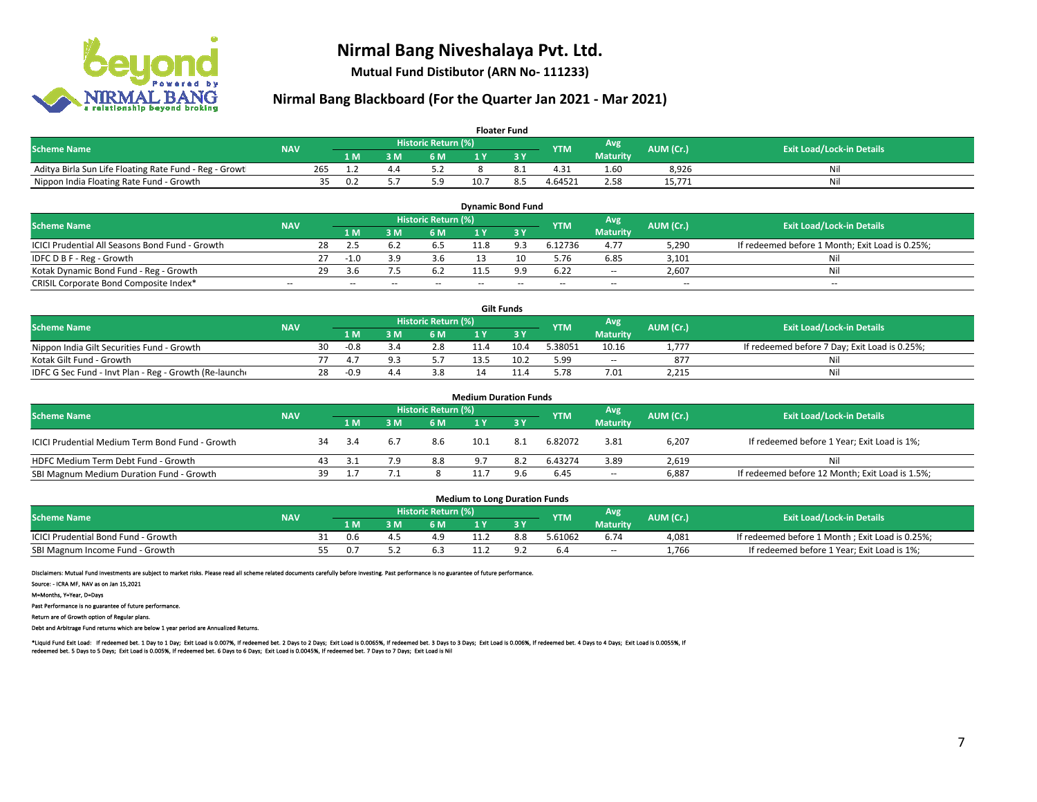# Nirmal Bang Niveshalaya Pvt. Ltd.

**Mutual Fund Distibutor (ARN No- 111233)**

## Nirmal Bang Blackboard (For the Quarter Jan 2021 - Mar 2021)

### Floater Fund

| Scheme Name | NAV | Historic Return (%) | | | | | YTM | Avg Maturity | AUM (Cr.) | Exit Load/Lock-in Details |
|---|---|---|---|---|---|---|---|---|---|---|
| | | 1 M | 3 M | 6 M | 1 Y | 3 Y | | | | |
| Aditya Birla Sun Life Floating Rate Fund - Reg - Growt | 265 | 1.2 | 4.4 | 5.2 | 8 | 8.1 | 4.31 | 1.60 | 8,926 | Nil |
| Nippon India Floating Rate Fund - Growth | 35 | 0.2 | 5.7 | 5.9 | 10.7 | 8.5 | 4.64521 | 2.58 | 15,771 | Nil |

### Dynamic Bond Fund

| Scheme Name | NAV | Historic Return (%) | | | | | YTM | Avg Maturity | AUM (Cr.) | Exit Load/Lock-in Details |
|---|---|---|---|---|---|---|---|---|---|---|
| | | 1 M | 3 M | 6 M | 1 Y | 3 Y | | | | |
| ICICI Prudential All Seasons Bond Fund - Growth | 28 | 2.5 | 6.2 | 6.5 | 11.8 | 9.3 | 6.12736 | 4.77 | 5,290 | If redeemed before 1 Month; Exit Load is 0.25%; |
| IDFC D B F - Reg - Growth | 27 | -1.0 | 3.9 | 3.6 | 13 | 10 | 5.76 | 6.85 | 3,101 | Nil |
| Kotak Dynamic Bond Fund - Reg - Growth | 29 | 3.6 | 7.5 | 6.2 | 11.5 | 9.9 | 6.22 | -- | 2,607 | Nil |
| CRISIL Corporate Bond Composite Index* | -- | -- | -- | -- | -- | -- | -- | -- | -- | -- |

### Gilt Funds

| Scheme Name | NAV | Historic Return (%) | | | | | YTM | Avg Maturity | AUM (Cr.) | Exit Load/Lock-in Details |
|---|---|---|---|---|---|---|---|---|---|---|
| | | 1 M | 3 M | 6 M | 1 Y | 3 Y | | | | |
| Nippon India Gilt Securities Fund - Growth | 30 | -0.8 | 3.4 | 2.8 | 11.4 | 10.4 | 5.38051 | 10.16 | 1,777 | If redeemed before 7 Day; Exit Load is 0.25%; |
| Kotak Gilt Fund - Growth | 77 | 4.7 | 9.3 | 5.7 | 13.5 | 10.2 | 5.99 | -- | 877 | Nil |
| IDFC G Sec Fund - Invt Plan - Reg - Growth (Re-launch | 28 | -0.9 | 4.4 | 3.8 | 14 | 11.4 | 5.78 | 7.01 | 2,215 | Nil |

### Medium Duration Funds

| Scheme Name | NAV | Historic Return (%) | | | | | YTM | Avg Maturity | AUM (Cr.) | Exit Load/Lock-in Details |
|---|---|---|---|---|---|---|---|---|---|---|
| | | 1 M | 3 M | 6 M | 1 Y | 3 Y | | | | |
| ICICI Prudential Medium Term Bond Fund - Growth | 34 | 3.4 | 6.7 | 8.6 | 10.1 | 8.1 | 6.82072 | 3.81 | 6,207 | If redeemed before 1 Year; Exit Load is 1%; |
| HDFC Medium Term Debt Fund - Growth | 43 | 3.1 | 7.9 | 8.8 | 9.7 | 8.2 | 6.43274 | 3.89 | 2,619 | Nil |
| SBI Magnum Medium Duration Fund - Growth | 39 | 1.7 | 7.1 | 8 | 11.7 | 9.6 | 6.45 | -- | 6,887 | If redeemed before 12 Month; Exit Load is 1.5%; |

### Medium to Long Duration Funds

| Scheme Name | NAV | Historic Return (%) | | | | | YTM | Avg Maturity | AUM (Cr.) | Exit Load/Lock-in Details |
|---|---|---|---|---|---|---|---|---|---|---|
| | | 1 M | 3 M | 6 M | 1 Y | 3 Y | | | | |
| ICICI Prudential Bond Fund - Growth | 31 | 0.6 | 4.5 | 4.9 | 11.2 | 8.8 | 5.61062 | 6.74 | 4,081 | If redeemed before 1 Month ; Exit Load is 0.25%; |
| SBI Magnum Income Fund - Growth | 55 | 0.7 | 5.2 | 6.3 | 11.2 | 9.2 | 6.4 | -- | 1,766 | If redeemed before 1 Year; Exit Load is 1%; |

Disclaimers: Mutual Fund investments are subject to market risks. Please read all scheme related documents carefully before investing. Past performance is no guarantee of future performance.

Source: - ICRA MF, NAV as on Jan 15,2021

M=Months, Y=Year, D=Days

Past Performance is no guarantee of future performance.

Return are of Growth option of Regular plans.

Debt and Arbitrage Fund returns which are below 1 year period are Annualized Returns.

*Liquid Fund Exit Load: If redeemed bet. 1 Day to 1 Day; Exit Load is 0.007%, If redeemed bet. 2 Days to 2 Days; Exit Load is 0.0065%, If redeemed bet. 3 Days to 3 Days; Exit Load is 0.006%, If redeemed bet. 4 Days to 4 Days; Exit Load is 0.0055%, If redeemed bet. 5 Days to 5 Days; Exit Load is 0.005%, If redeemed bet. 6 Days to 6 Days; Exit Load is 0.0045%, If redeemed bet. 7 Days to 7 Days; Exit Load is Nil